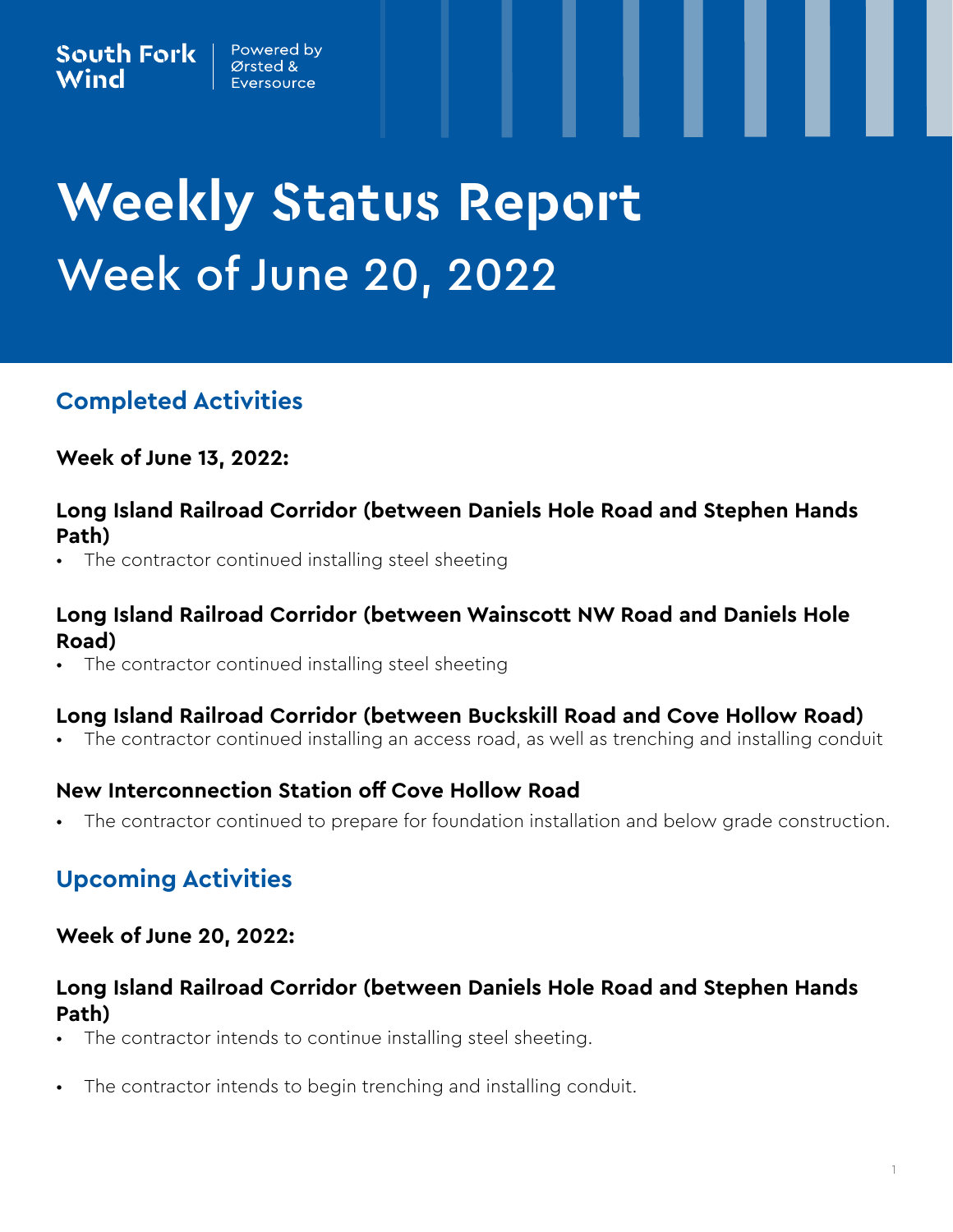South Fork Wind | Powered by Ørsted & Eversource

# Weekly Status Report

## Week of June 20, 2022

## Completed Activities

### Week of June 13, 2022:

### Long Island Railroad Corridor (between Daniels Hole Road and Stephen Hands Path)

- The contractor continued installing steel sheeting

### Long Island Railroad Corridor (between Wainscott NW Road and Daniels Hole Road)

- The contractor continued installing steel sheeting

### Long Island Railroad Corridor (between Buckskill Road and Cove Hollow Road)

- The contractor continued installing an access road, as well as trenching and installing conduit

### New Interconnection Station off Cove Hollow Road

- The contractor continued to prepare for foundation installation and below grade construction.

## Upcoming Activities

### Week of June 20, 2022:

### Long Island Railroad Corridor (between Daniels Hole Road and Stephen Hands Path)

- The contractor intends to continue installing steel sheeting.

- The contractor intends to begin trenching and installing conduit.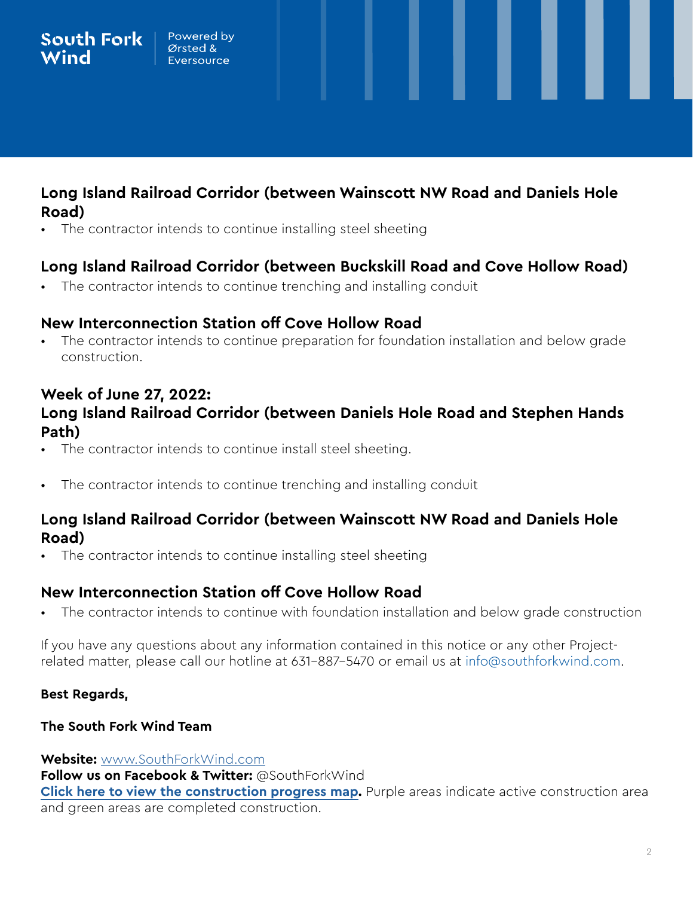### Long Island Railroad Corridor (between Wainscott NW Road and Daniels Hole Road)

- The contractor intends to continue installing steel sheeting

### Long Island Railroad Corridor (between Buckskill Road and Cove Hollow Road)

- The contractor intends to continue trenching and installing conduit

### New Interconnection Station off Cove Hollow Road

- The contractor intends to continue preparation for foundation installation and below grade construction.

### Week of June 27, 2022:

### Long Island Railroad Corridor (between Daniels Hole Road and Stephen Hands Path)

- The contractor intends to continue install steel sheeting.
- The contractor intends to continue trenching and installing conduit

### Long Island Railroad Corridor (between Wainscott NW Road and Daniels Hole Road)

- The contractor intends to continue installing steel sheeting

### New Interconnection Station off Cove Hollow Road

- The contractor intends to continue with foundation installation and below grade construction

If you have any questions about any information contained in this notice or any other Project-related matter, please call our hotline at 631-887-5470 or email us at info@southforkwind.com.

**Best Regards,**

**The South Fork Wind Team**

**Website:** www.SouthForkWind.com
**Follow us on Facebook & Twitter:** @SouthForkWind
**Click here to view the construction progress map.** Purple areas indicate active construction area and green areas are completed construction.